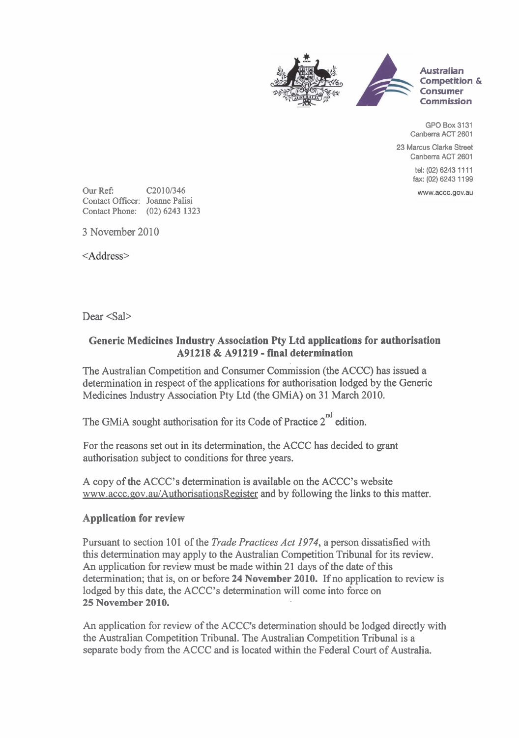Australian Competition & Consumer Commission

GPO Box 3131
Canberra ACT 2601

23 Marcus Clarke Street
Canberra ACT 2601

tel: (02) 6243 1111
fax: (02) 6243 1199

www.accc.gov.au

Our Ref: C2010/346
Contact Officer: Joanne Palisi
Contact Phone: (02) 6243 1323

3 November 2010

<Address>

Dear <Sal>

**Generic Medicines Industry Association Pty Ltd applications for authorisation A91218 & A91219 - final determination**

The Australian Competition and Consumer Commission (the ACCC) has issued a determination in respect of the applications for authorisation lodged by the Generic Medicines Industry Association Pty Ltd (the GMiA) on 31 March 2010.

The GMiA sought authorisation for its Code of Practice 2nd edition.

For the reasons set out in its determination, the ACCC has decided to grant authorisation subject to conditions for three years.

A copy of the ACCC's determination is available on the ACCC's website www.accc.gov.au/AuthorisationsRegister and by following the links to this matter.

**Application for review**

Pursuant to section 101 of the *Trade Practices Act 1974*, a person dissatisfied with this determination may apply to the Australian Competition Tribunal for its review. An application for review must be made within 21 days of the date of this determination; that is, on or before **24 November 2010.** If no application to review is lodged by this date, the ACCC's determination will come into force on **25 November 2010.**

An application for review of the ACCC's determination should be lodged directly with the Australian Competition Tribunal. The Australian Competition Tribunal is a separate body from the ACCC and is located within the Federal Court of Australia.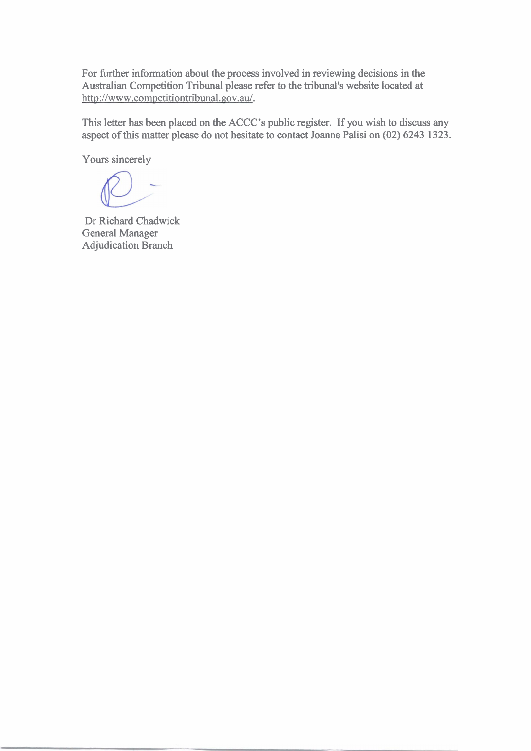For further information about the process involved in reviewing decisions in the Australian Competition Tribunal please refer to the tribunal's website located at http://www.competitiontribunal.gov.au/.

This letter has been placed on the ACCC's public register. If you wish to discuss any aspect of this matter please do not hesitate to contact Joanne Palisi on (02) 6243 1323.

Yours sincerely

Dr Richard Chadwick
General Manager
Adjudication Branch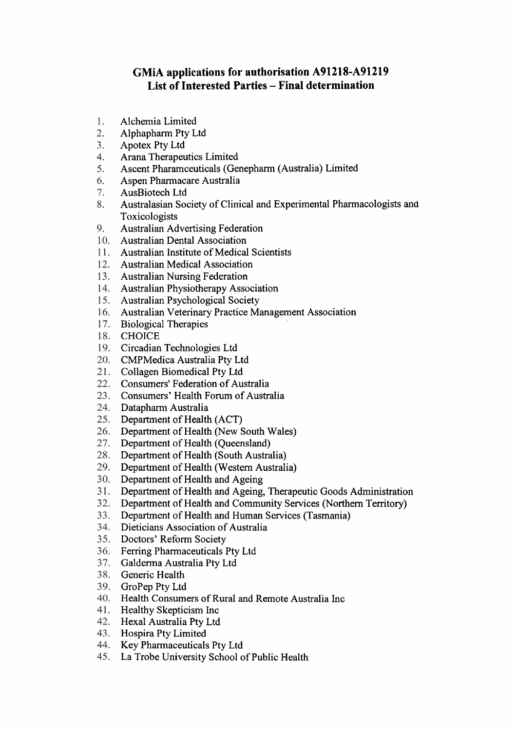# GMiA applications for authorisation A91218-A91219
## List of Interested Parties – Final determination

1. Alchemia Limited
2. Alphapharm Pty Ltd
3. Apotex Pty Ltd
4. Arana Therapeutics Limited
5. Ascent Pharamceuticals (Genepharm (Australia) Limited
6. Aspen Pharmacare Australia
7. AusBiotech Ltd
8. Australasian Society of Clinical and Experimental Pharmacologists and Toxicologists
9. Australian Advertising Federation
10. Australian Dental Association
11. Australian Institute of Medical Scientists
12. Australian Medical Association
13. Australian Nursing Federation
14. Australian Physiotherapy Association
15. Australian Psychological Society
16. Australian Veterinary Practice Management Association
17. Biological Therapies
18. CHOICE
19. Circadian Technologies Ltd
20. CMPMedica Australia Pty Ltd
21. Collagen Biomedical Pty Ltd
22. Consumers' Federation of Australia
23. Consumers' Health Forum of Australia
24. Datapharm Australia
25. Department of Health (ACT)
26. Department of Health (New South Wales)
27. Department of Health (Queensland)
28. Department of Health (South Australia)
29. Department of Health (Western Australia)
30. Department of Health and Ageing
31. Department of Health and Ageing, Therapeutic Goods Administration
32. Department of Health and Community Services (Northern Territory)
33. Department of Health and Human Services (Tasmania)
34. Dieticians Association of Australia
35. Doctors' Reform Society
36. Ferring Pharmaceuticals Pty Ltd
37. Galderma Australia Pty Ltd
38. Generic Health
39. GroPep Pty Ltd
40. Health Consumers of Rural and Remote Australia Inc
41. Healthy Skepticism Inc
42. Hexal Australia Pty Ltd
43. Hospira Pty Limited
44. Key Pharmaceuticals Pty Ltd
45. La Trobe University School of Public Health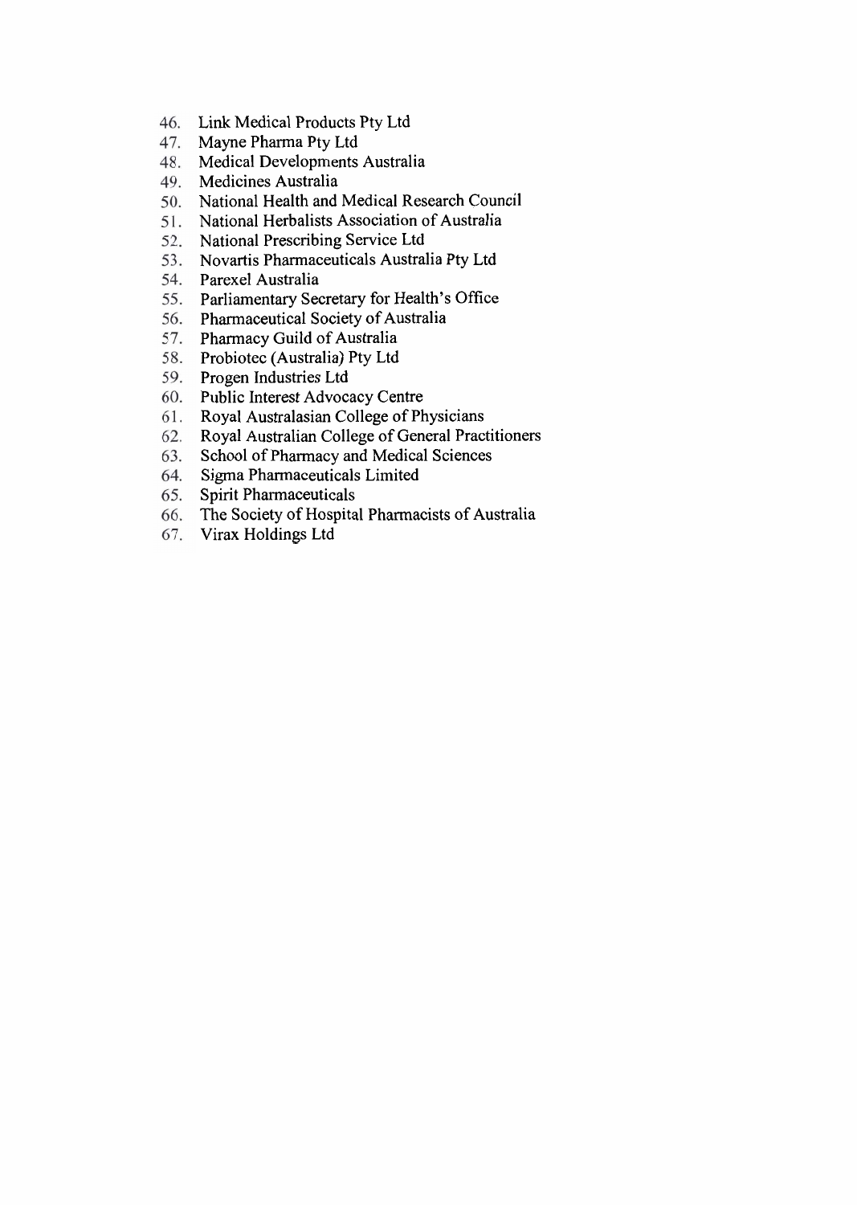46. Link Medical Products Pty Ltd
47. Mayne Pharma Pty Ltd
48. Medical Developments Australia
49. Medicines Australia
50. National Health and Medical Research Council
51. National Herbalists Association of Australia
52. National Prescribing Service Ltd
53. Novartis Pharmaceuticals Australia Pty Ltd
54. Parexel Australia
55. Parliamentary Secretary for Health's Office
56. Pharmaceutical Society of Australia
57. Pharmacy Guild of Australia
58. Probiotec (Australia) Pty Ltd
59. Progen Industries Ltd
60. Public Interest Advocacy Centre
61. Royal Australasian College of Physicians
62. Royal Australian College of General Practitioners
63. School of Pharmacy and Medical Sciences
64. Sigma Pharmaceuticals Limited
65. Spirit Pharmaceuticals
66. The Society of Hospital Pharmacists of Australia
67. Virax Holdings Ltd